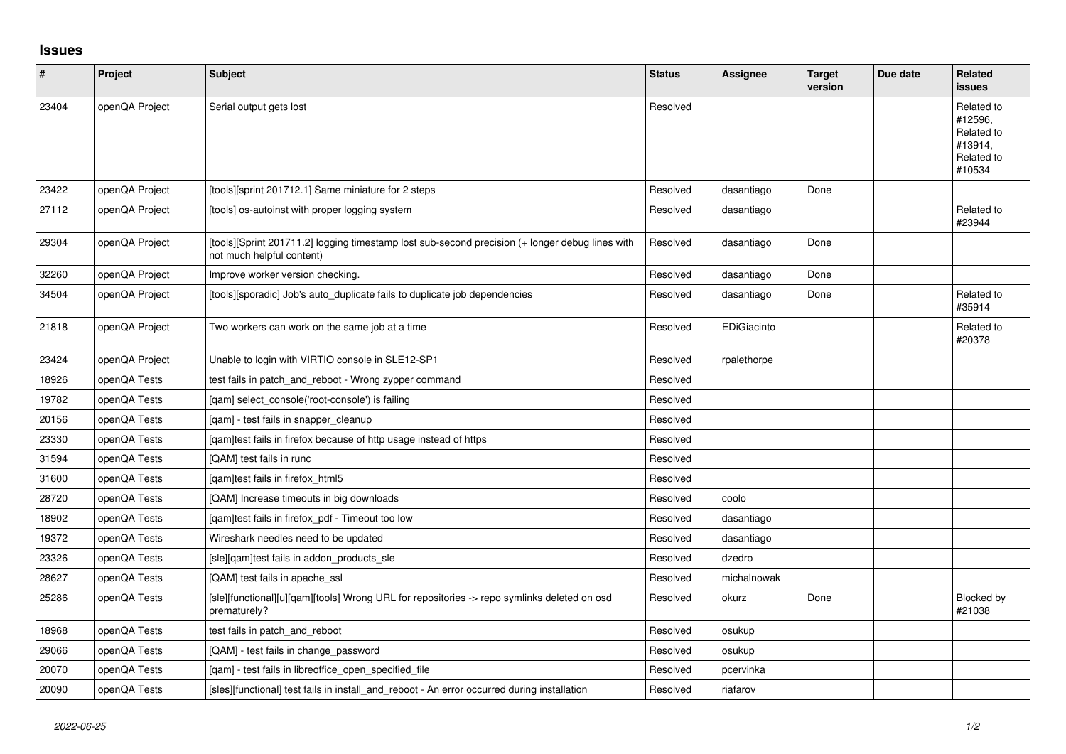# Issues

| # | Project | Subject | Status | Assignee | Target version | Due date | Related issues |
|---|---|---|---|---|---|---|---|
| 23404 | openQA Project | Serial output gets lost | Resolved | | | | Related to #12596, Related to #13914, Related to #10534 |
| 23422 | openQA Project | [tools][sprint 201712.1] Same miniature for 2 steps | Resolved | dasantiago | Done | | |
| 27112 | openQA Project | [tools] os-autoinst with proper logging system | Resolved | dasantiago | | | Related to #23944 |
| 29304 | openQA Project | [tools][Sprint 201711.2] logging timestamp lost sub-second precision (+ longer debug lines with not much helpful content) | Resolved | dasantiago | Done | | |
| 32260 | openQA Project | Improve worker version checking. | Resolved | dasantiago | Done | | |
| 34504 | openQA Project | [tools][sporadic] Job's auto_duplicate fails to duplicate job dependencies | Resolved | dasantiago | Done | | Related to #35914 |
| 21818 | openQA Project | Two workers can work on the same job at a time | Resolved | EDiGiacinto | | | Related to #20378 |
| 23424 | openQA Project | Unable to login with VIRTIO console in SLE12-SP1 | Resolved | rpalethorpe | | | |
| 18926 | openQA Tests | test fails in patch_and_reboot - Wrong zypper command | Resolved | | | | |
| 19782 | openQA Tests | [qam] select_console('root-console') is failing | Resolved | | | | |
| 20156 | openQA Tests | [qam] - test fails in snapper_cleanup | Resolved | | | | |
| 23330 | openQA Tests | [qam]test fails in firefox because of http usage instead of https | Resolved | | | | |
| 31594 | openQA Tests | [QAM] test fails in runc | Resolved | | | | |
| 31600 | openQA Tests | [qam]test fails in firefox_html5 | Resolved | | | | |
| 28720 | openQA Tests | [QAM] Increase timeouts in big downloads | Resolved | coolo | | | |
| 18902 | openQA Tests | [qam]test fails in firefox_pdf - Timeout too low | Resolved | dasantiago | | | |
| 19372 | openQA Tests | Wireshark needles need to be updated | Resolved | dasantiago | | | |
| 23326 | openQA Tests | [sle][qam]test fails in addon_products_sle | Resolved | dzedro | | | |
| 28627 | openQA Tests | [QAM] test fails in apache_ssl | Resolved | michalnowak | | | |
| 25286 | openQA Tests | [sle][functional][u][qam][tools] Wrong URL for repositories -> repo symlinks deleted on osd prematurely? | Resolved | okurz | Done | | Blocked by #21038 |
| 18968 | openQA Tests | test fails in patch_and_reboot | Resolved | osukup | | | |
| 29066 | openQA Tests | [QAM] - test fails in change_password | Resolved | osukup | | | |
| 20070 | openQA Tests | [qam] - test fails in libreoffice_open_specified_file | Resolved | pcervinka | | | |
| 20090 | openQA Tests | [sles][functional] test fails in install_and_reboot - An error occurred during installation | Resolved | riafarov | | | |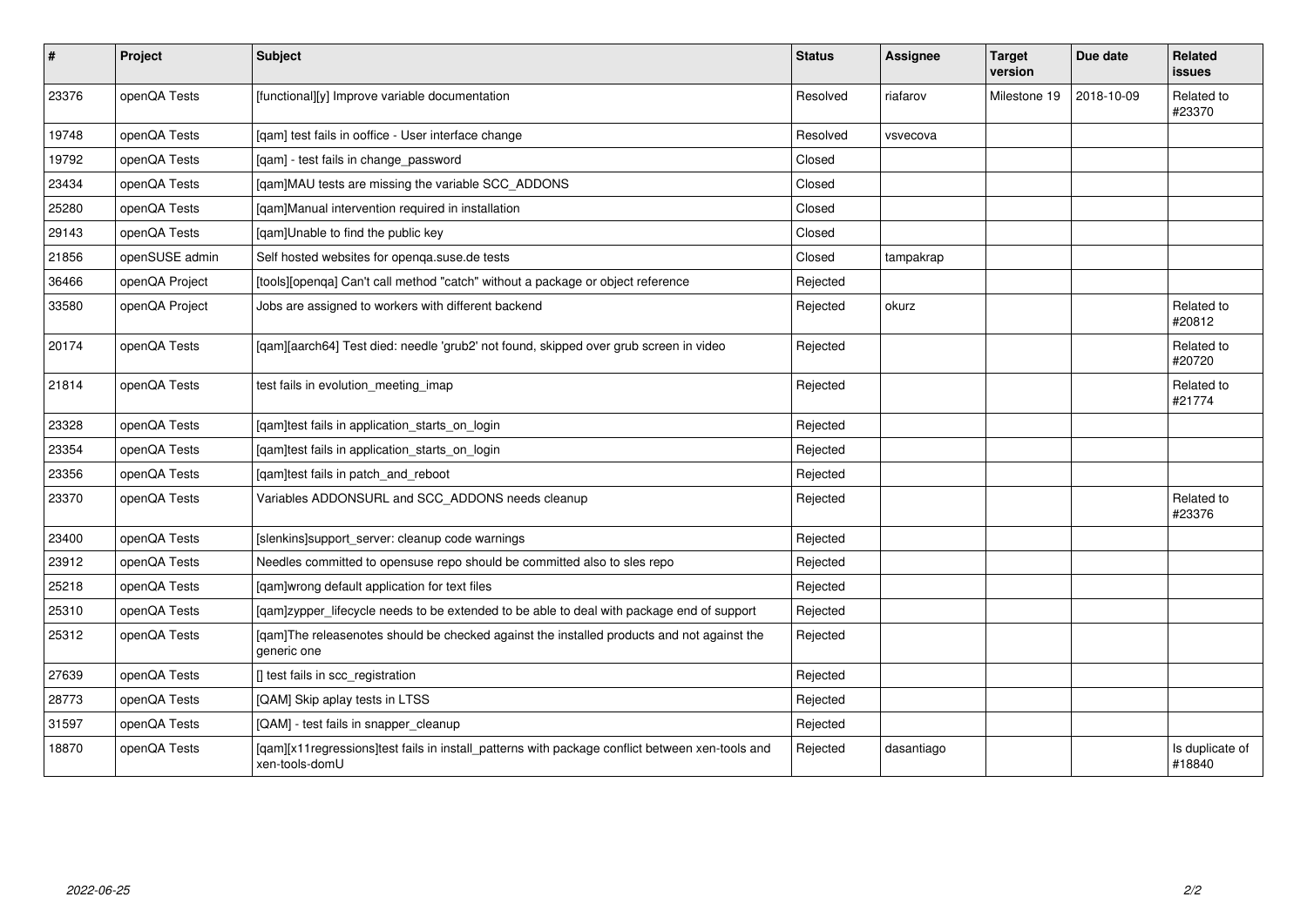| # | Project | Subject | Status | Assignee | Target version | Due date | Related issues |
|---|---|---|---|---|---|---|---|
| 23376 | openQA Tests | [functional][y] Improve variable documentation | Resolved | riafarov | Milestone 19 | 2018-10-09 | Related to #23370 |
| 19748 | openQA Tests | [qam] test fails in ooffice - User interface change | Resolved | vsvecova | | | |
| 19792 | openQA Tests | [qam] - test fails in change_password | Closed | | | | |
| 23434 | openQA Tests | [qam]MAU tests are missing the variable SCC_ADDONS | Closed | | | | |
| 25280 | openQA Tests | [qam]Manual intervention required in installation | Closed | | | | |
| 29143 | openQA Tests | [qam]Unable to find the public key | Closed | | | | |
| 21856 | openSUSE admin | Self hosted websites for openqa.suse.de tests | Closed | tampakrap | | | |
| 36466 | openQA Project | [tools][openqa] Can't call method "catch" without a package or object reference | Rejected | | | | |
| 33580 | openQA Project | Jobs are assigned to workers with different backend | Rejected | okurz | | | Related to #20812 |
| 20174 | openQA Tests | [qam][aarch64] Test died: needle 'grub2' not found, skipped over grub screen in video | Rejected | | | | Related to #20720 |
| 21814 | openQA Tests | test fails in evolution_meeting_imap | Rejected | | | | Related to #21774 |
| 23328 | openQA Tests | [qam]test fails in application_starts_on_login | Rejected | | | | |
| 23354 | openQA Tests | [qam]test fails in application_starts_on_login | Rejected | | | | |
| 23356 | openQA Tests | [qam]test fails in patch_and_reboot | Rejected | | | | |
| 23370 | openQA Tests | Variables ADDONSURL and SCC_ADDONS needs cleanup | Rejected | | | | Related to #23376 |
| 23400 | openQA Tests | [slenkins]support_server: cleanup code warnings | Rejected | | | | |
| 23912 | openQA Tests | Needles committed to opensuse repo should be committed also to sles repo | Rejected | | | | |
| 25218 | openQA Tests | [qam]wrong default application for text files | Rejected | | | | |
| 25310 | openQA Tests | [qam]zypper_lifecycle needs to be extended to be able to deal with package end of support | Rejected | | | | |
| 25312 | openQA Tests | [qam]The releasenotes should be checked against the installed products and not against the generic one | Rejected | | | | |
| 27639 | openQA Tests | [] test fails in scc_registration | Rejected | | | | |
| 28773 | openQA Tests | [QAM] Skip aplay tests in LTSS | Rejected | | | | |
| 31597 | openQA Tests | [QAM] - test fails in snapper_cleanup | Rejected | | | | |
| 18870 | openQA Tests | [qam][x11regressions]test fails in install_patterns with package conflict between xen-tools and xen-tools-domU | Rejected | dasantiago | | | Is duplicate of #18840 |